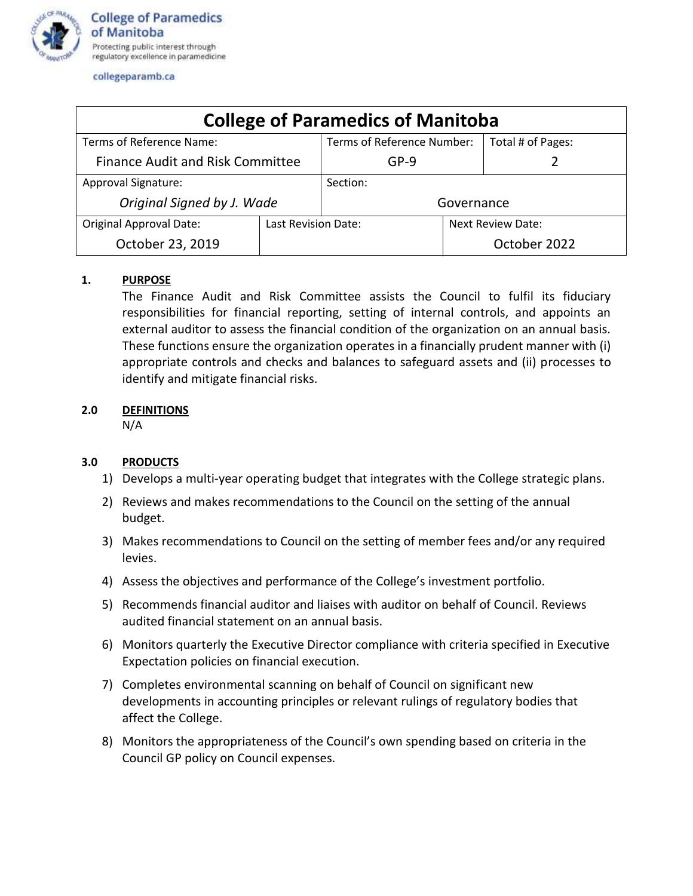College of Paramedics of Manitoba
Protecting public interest through regulatory excellence in paramedicine

collegeparamb.ca

# College of Paramedics of Manitoba

| Terms of Reference Name: | Terms of Reference Number: | Total # of Pages: |
|---|---|---|
| Finance Audit and Risk Committee | GP-9 | 2 |
| **Approval Signature:** | **Section:** | |
| *Original Signed by J. Wade* | Governance | |
| **Original Approval Date:** | **Last Revision Date:** | **Next Review Date:** |
| October 23, 2019 | | October 2022 |

**1. PURPOSE**

The Finance Audit and Risk Committee assists the Council to fulfil its fiduciary responsibilities for financial reporting, setting of internal controls, and appoints an external auditor to assess the financial condition of the organization on an annual basis. These functions ensure the organization operates in a financially prudent manner with (i) appropriate controls and checks and balances to safeguard assets and (ii) processes to identify and mitigate financial risks.

**2.0 DEFINITIONS**

N/A

**3.0 PRODUCTS**

1) Develops a multi-year operating budget that integrates with the College strategic plans.
2) Reviews and makes recommendations to the Council on the setting of the annual budget.
3) Makes recommendations to Council on the setting of member fees and/or any required levies.
4) Assess the objectives and performance of the College's investment portfolio.
5) Recommends financial auditor and liaises with auditor on behalf of Council. Reviews audited financial statement on an annual basis.
6) Monitors quarterly the Executive Director compliance with criteria specified in Executive Expectation policies on financial execution.
7) Completes environmental scanning on behalf of Council on significant new developments in accounting principles or relevant rulings of regulatory bodies that affect the College.
8) Monitors the appropriateness of the Council's own spending based on criteria in the Council GP policy on Council expenses.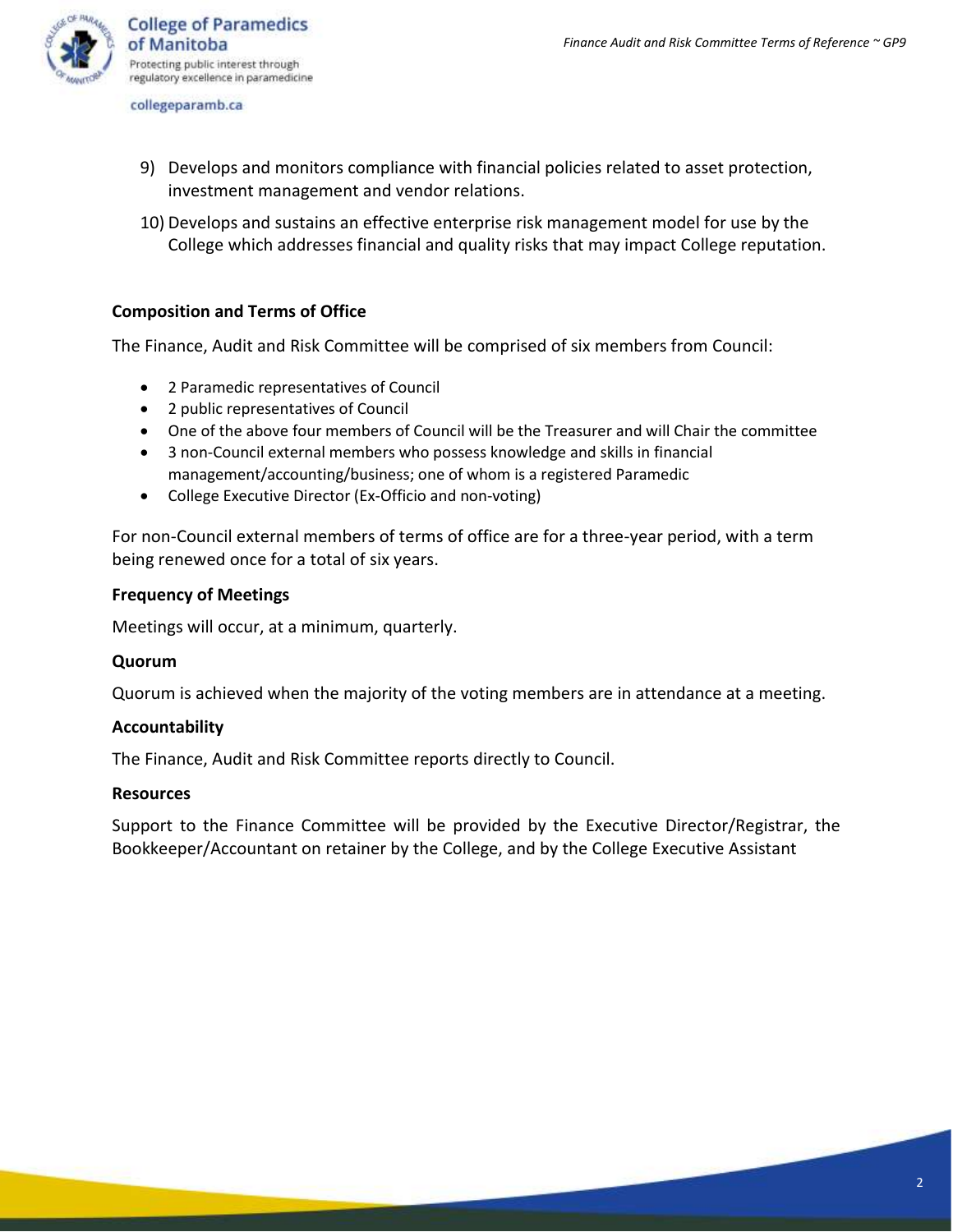9) Develops and monitors compliance with financial policies related to asset protection, investment management and vendor relations.

10) Develops and sustains an effective enterprise risk management model for use by the College which addresses financial and quality risks that may impact College reputation.

**Composition and Terms of Office**

The Finance, Audit and Risk Committee will be comprised of six members from Council:

- 2 Paramedic representatives of Council
- 2 public representatives of Council
- One of the above four members of Council will be the Treasurer and will Chair the committee
- 3 non-Council external members who possess knowledge and skills in financial management/accounting/business; one of whom is a registered Paramedic
- College Executive Director (Ex-Officio and non-voting)

For non-Council external members of terms of office are for a three-year period, with a term being renewed once for a total of six years.

**Frequency of Meetings**

Meetings will occur, at a minimum, quarterly.

**Quorum**

Quorum is achieved when the majority of the voting members are in attendance at a meeting.

**Accountability**

The Finance, Audit and Risk Committee reports directly to Council.

**Resources**

Support to the Finance Committee will be provided by the Executive Director/Registrar, the Bookkeeper/Accountant on retainer by the College, and by the College Executive Assistant